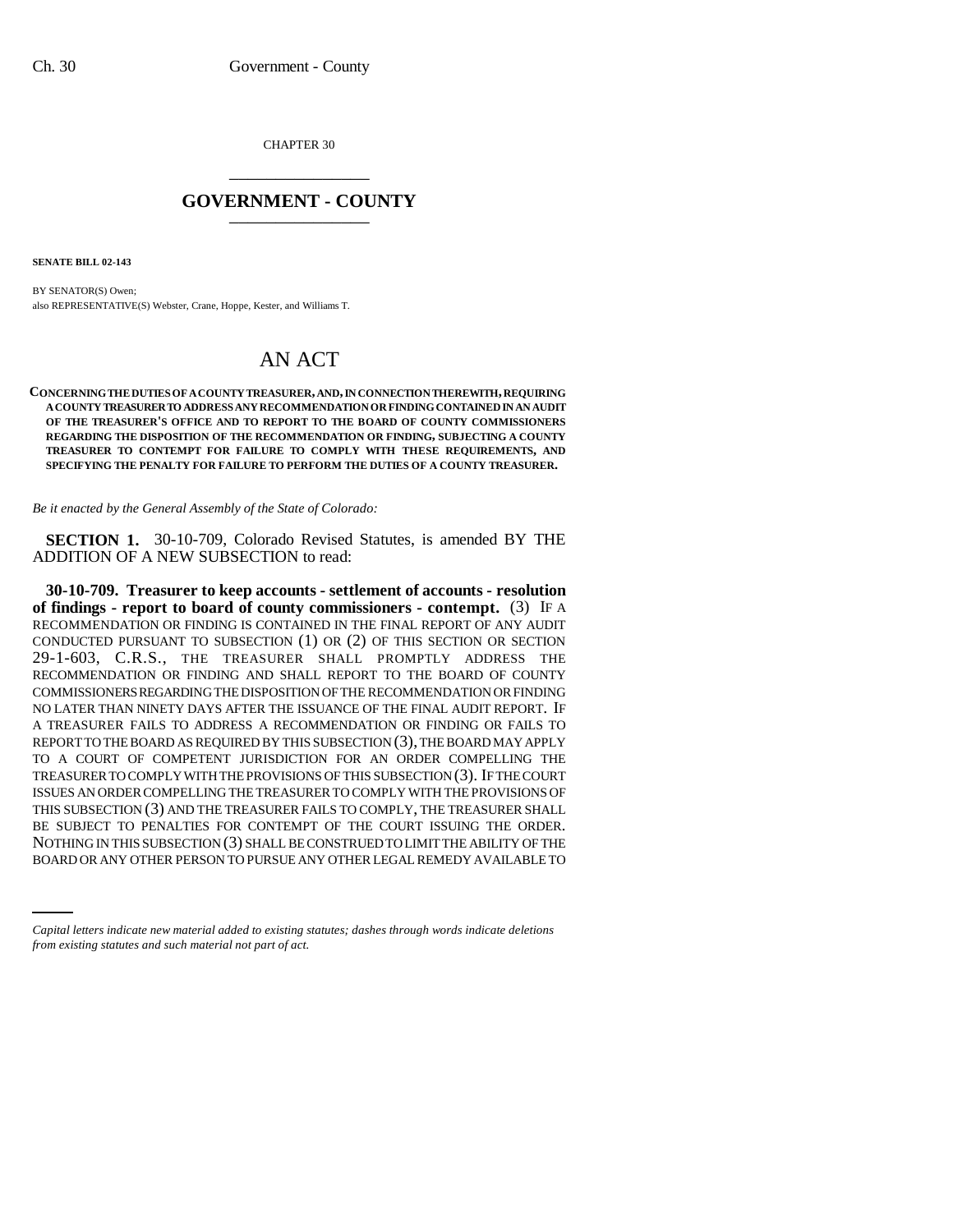CHAPTER 30

## GOVERNMENT - COUNTY

**SENATE BILL 02-143**

BY SENATOR(S) Owen;
also REPRESENTATIVE(S) Webster, Crane, Hoppe, Kester, and Williams T.

# AN ACT

**CONCERNING THE DUTIES OF A COUNTY TREASURER, AND, IN CONNECTION THEREWITH, REQUIRING A COUNTY TREASURER TO ADDRESS ANY RECOMMENDATION OR FINDING CONTAINED IN AN AUDIT OF THE TREASURER'S OFFICE AND TO REPORT TO THE BOARD OF COUNTY COMMISSIONERS REGARDING THE DISPOSITION OF THE RECOMMENDATION OR FINDING, SUBJECTING A COUNTY TREASURER TO CONTEMPT FOR FAILURE TO COMPLY WITH THESE REQUIREMENTS, AND SPECIFYING THE PENALTY FOR FAILURE TO PERFORM THE DUTIES OF A COUNTY TREASURER.**

*Be it enacted by the General Assembly of the State of Colorado:*

**SECTION 1.** 30-10-709, Colorado Revised Statutes, is amended BY THE ADDITION OF A NEW SUBSECTION to read:

**30-10-709. Treasurer to keep accounts - settlement of accounts - resolution of findings - report to board of county commissioners - contempt.** (3) IF A RECOMMENDATION OR FINDING IS CONTAINED IN THE FINAL REPORT OF ANY AUDIT CONDUCTED PURSUANT TO SUBSECTION (1) OR (2) OF THIS SECTION OR SECTION 29-1-603, C.R.S., THE TREASURER SHALL PROMPTLY ADDRESS THE RECOMMENDATION OR FINDING AND SHALL REPORT TO THE BOARD OF COUNTY COMMISSIONERS REGARDING THE DISPOSITION OF THE RECOMMENDATION OR FINDING NO LATER THAN NINETY DAYS AFTER THE ISSUANCE OF THE FINAL AUDIT REPORT. IF A TREASURER FAILS TO ADDRESS A RECOMMENDATION OR FINDING OR FAILS TO REPORT TO THE BOARD AS REQUIRED BY THIS SUBSECTION (3), THE BOARD MAY APPLY TO A COURT OF COMPETENT JURISDICTION FOR AN ORDER COMPELLING THE TREASURER TO COMPLY WITH THE PROVISIONS OF THIS SUBSECTION (3). IF THE COURT ISSUES AN ORDER COMPELLING THE TREASURER TO COMPLY WITH THE PROVISIONS OF THIS SUBSECTION (3) AND THE TREASURER FAILS TO COMPLY, THE TREASURER SHALL BE SUBJECT TO PENALTIES FOR CONTEMPT OF THE COURT ISSUING THE ORDER. NOTHING IN THIS SUBSECTION (3) SHALL BE CONSTRUED TO LIMIT THE ABILITY OF THE BOARD OR ANY OTHER PERSON TO PURSUE ANY OTHER LEGAL REMEDY AVAILABLE TO

*Capital letters indicate new material added to existing statutes; dashes through words indicate deletions from existing statutes and such material not part of act.*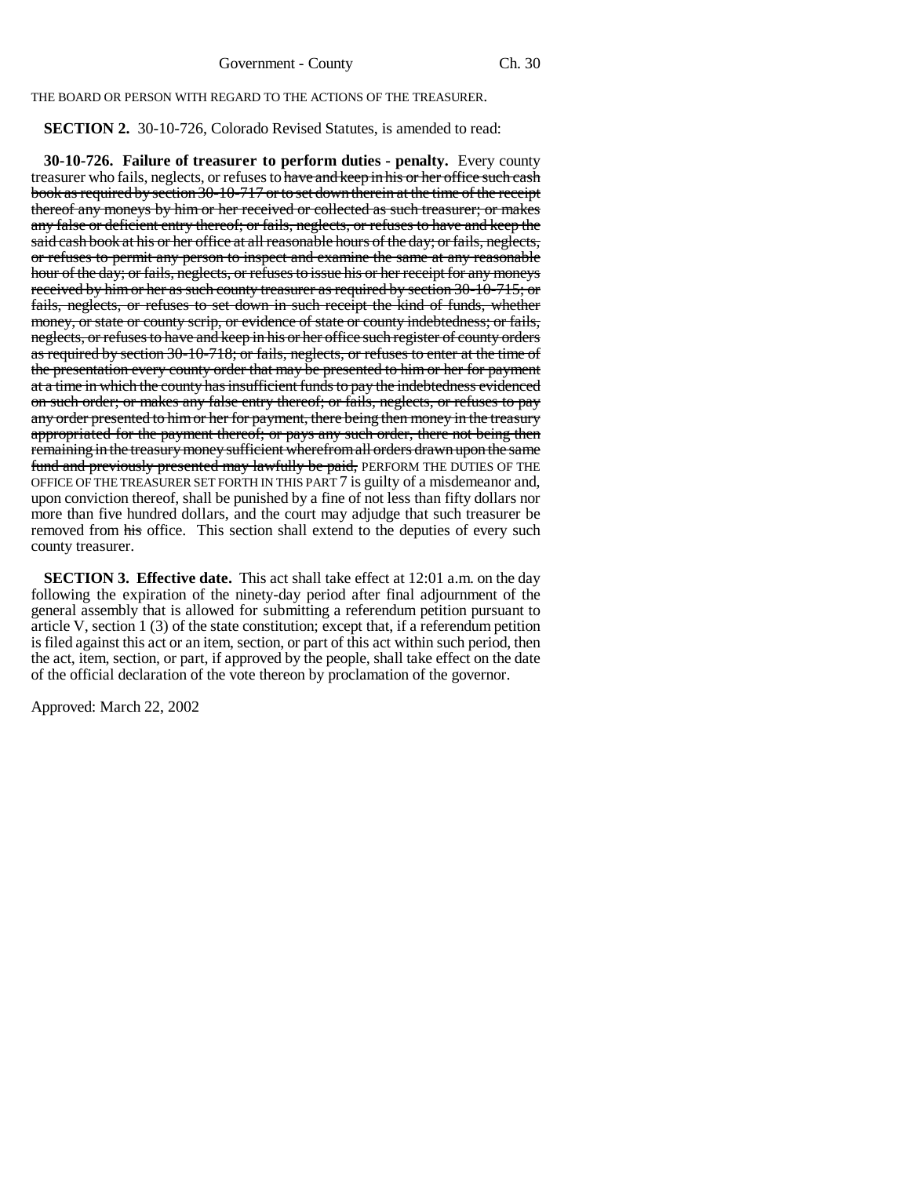THE BOARD OR PERSON WITH REGARD TO THE ACTIONS OF THE TREASURER.

**SECTION 2.** 30-10-726, Colorado Revised Statutes, is amended to read:

**30-10-726. Failure of treasurer to perform duties - penalty.** Every county treasurer who fails, neglects, or refuses to ~~have and keep in his or her office such cash book as required by section 30-10-717 or to set down therein at the time of the receipt thereof any moneys by him or her received or collected as such treasurer; or makes any false or deficient entry thereof; or fails, neglects, or refuses to have and keep the said cash book at his or her office at all reasonable hours of the day; or fails, neglects, or refuses to permit any person to inspect and examine the same at any reasonable hour of the day; or fails, neglects, or refuses to issue his or her receipt for any moneys received by him or her as such county treasurer as required by section 30-10-715; or fails, neglects, or refuses to set down in such receipt the kind of funds, whether money, or state or county scrip, or evidence of state or county indebtedness; or fails, neglects, or refuses to have and keep in his or her office such register of county orders as required by section 30-10-718; or fails, neglects, or refuses to enter at the time of the presentation every county order that may be presented to him or her for payment at a time in which the county has insufficient funds to pay the indebtedness evidenced on such order; or makes any false entry thereof; or fails, neglects, or refuses to pay any order presented to him or her for payment, there being then money in the treasury appropriated for the payment thereof; or pays any such order, there not being then remaining in the treasury money sufficient wherefrom all orders drawn upon the same fund and previously presented may lawfully be paid,~~ PERFORM THE DUTIES OF THE OFFICE OF THE TREASURER SET FORTH IN THIS PART 7 is guilty of a misdemeanor and, upon conviction thereof, shall be punished by a fine of not less than fifty dollars nor more than five hundred dollars, and the court may adjudge that such treasurer be removed from ~~his~~ office. This section shall extend to the deputies of every such county treasurer.

**SECTION 3. Effective date.** This act shall take effect at 12:01 a.m. on the day following the expiration of the ninety-day period after final adjournment of the general assembly that is allowed for submitting a referendum petition pursuant to article V, section 1 (3) of the state constitution; except that, if a referendum petition is filed against this act or an item, section, or part of this act within such period, then the act, item, section, or part, if approved by the people, shall take effect on the date of the official declaration of the vote thereon by proclamation of the governor.

Approved: March 22, 2002